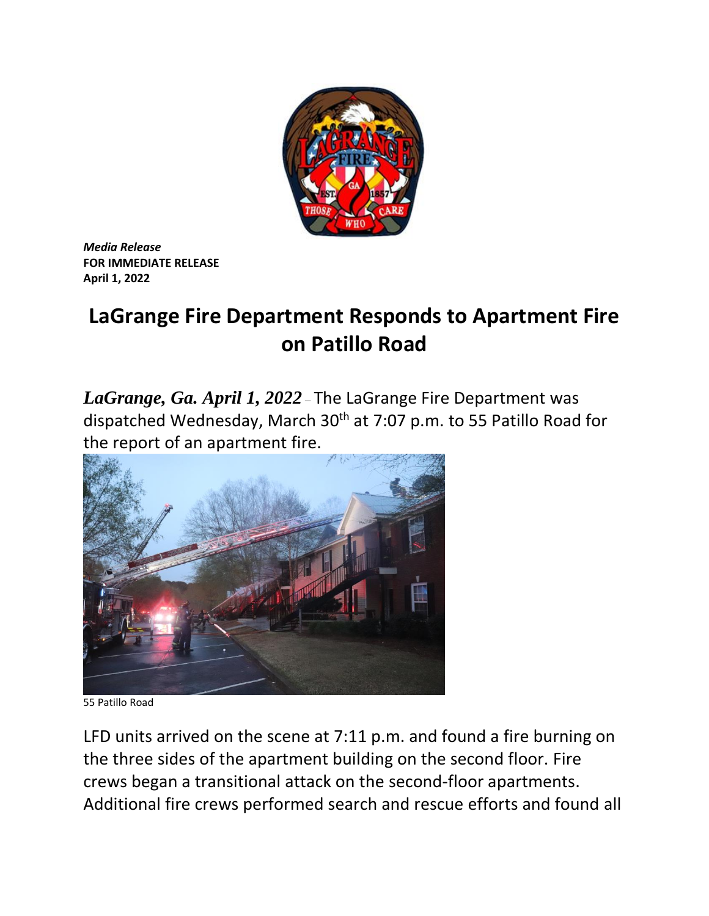*Media Release*
**FOR IMMEDIATE RELEASE**
**April 1, 2022**

# LaGrange Fire Department Responds to Apartment Fire on Patillo Road

***LaGrange, Ga. April 1, 2022*** – The LaGrange Fire Department was dispatched Wednesday, March 30th at 7:07 p.m. to 55 Patillo Road for the report of an apartment fire.

55 Patillo Road

LFD units arrived on the scene at 7:11 p.m. and found a fire burning on the three sides of the apartment building on the second floor. Fire crews began a transitional attack on the second-floor apartments. Additional fire crews performed search and rescue efforts and found all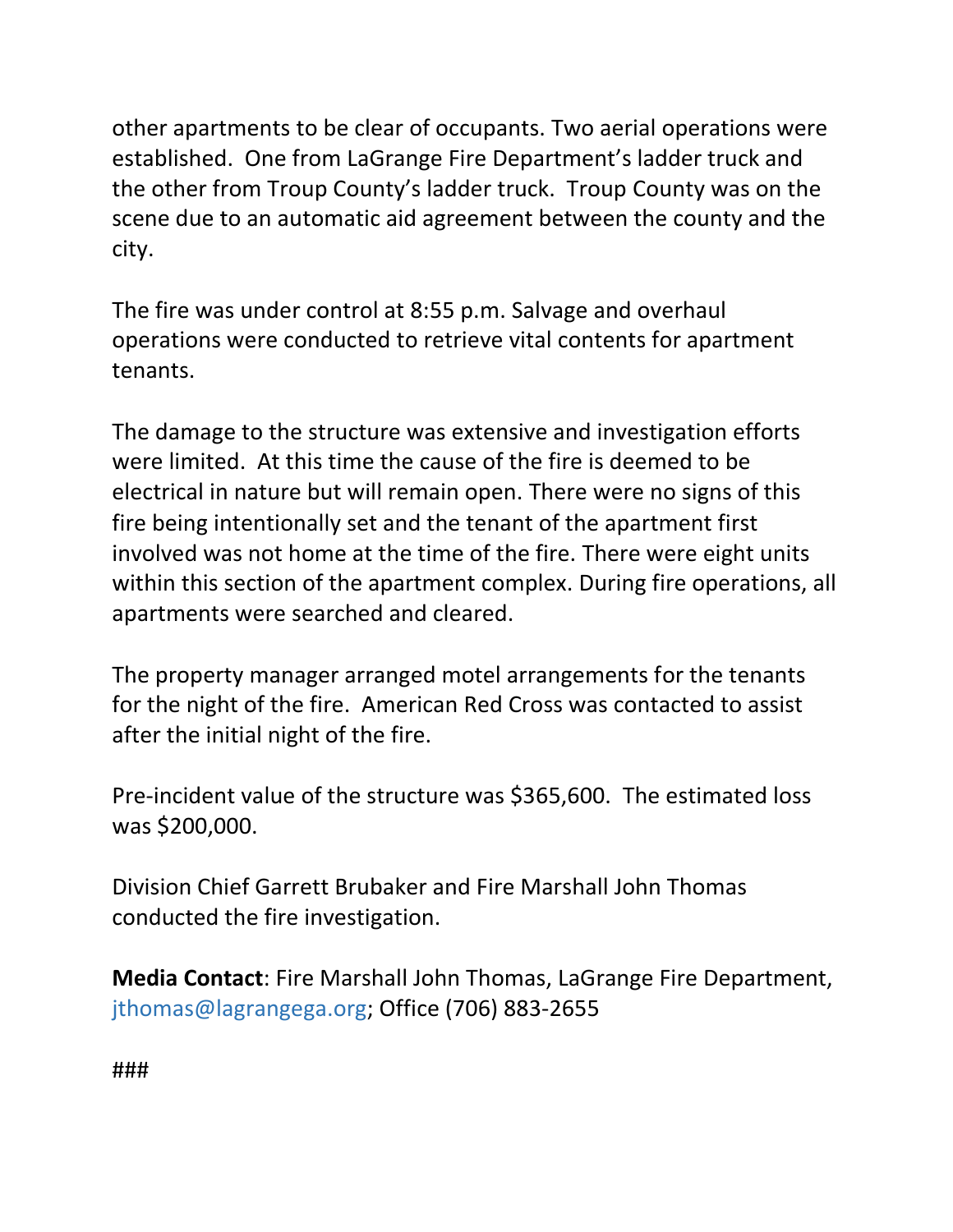other apartments to be clear of occupants. Two aerial operations were established. One from LaGrange Fire Department's ladder truck and the other from Troup County's ladder truck. Troup County was on the scene due to an automatic aid agreement between the county and the city.

The fire was under control at 8:55 p.m. Salvage and overhaul operations were conducted to retrieve vital contents for apartment tenants.

The damage to the structure was extensive and investigation efforts were limited. At this time the cause of the fire is deemed to be electrical in nature but will remain open. There were no signs of this fire being intentionally set and the tenant of the apartment first involved was not home at the time of the fire. There were eight units within this section of the apartment complex. During fire operations, all apartments were searched and cleared.

The property manager arranged motel arrangements for the tenants for the night of the fire. American Red Cross was contacted to assist after the initial night of the fire.

Pre-incident value of the structure was $365,600. The estimated loss was $200,000.

Division Chief Garrett Brubaker and Fire Marshall John Thomas conducted the fire investigation.

**Media Contact**: Fire Marshall John Thomas, LaGrange Fire Department, jthomas@lagrangega.org; Office (706) 883-2655

###